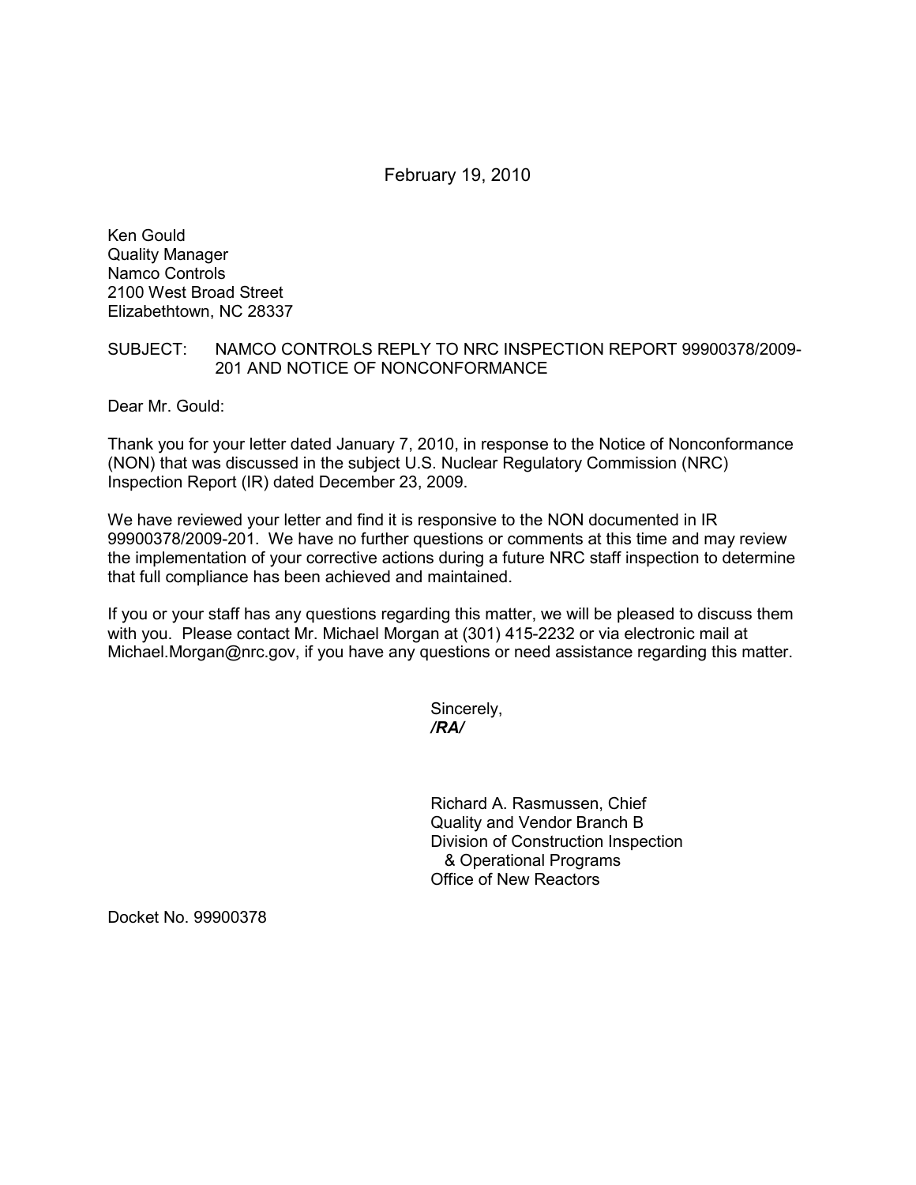February 19, 2010

Ken Gould
Quality Manager
Namco Controls
2100 West Broad Street
Elizabethtown, NC 28337

SUBJECT: NAMCO CONTROLS REPLY TO NRC INSPECTION REPORT 99900378/2009-201 AND NOTICE OF NONCONFORMANCE

Dear Mr. Gould:

Thank you for your letter dated January 7, 2010, in response to the Notice of Nonconformance (NON) that was discussed in the subject U.S. Nuclear Regulatory Commission (NRC) Inspection Report (IR) dated December 23, 2009.

We have reviewed your letter and find it is responsive to the NON documented in IR 99900378/2009-201. We have no further questions or comments at this time and may review the implementation of your corrective actions during a future NRC staff inspection to determine that full compliance has been achieved and maintained.

If you or your staff has any questions regarding this matter, we will be pleased to discuss them with you. Please contact Mr. Michael Morgan at (301) 415-2232 or via electronic mail at Michael.Morgan@nrc.gov, if you have any questions or need assistance regarding this matter.

Sincerely,
***/RA/***

Richard A. Rasmussen, Chief
Quality and Vendor Branch B
Division of Construction Inspection
& Operational Programs
Office of New Reactors

Docket No. 99900378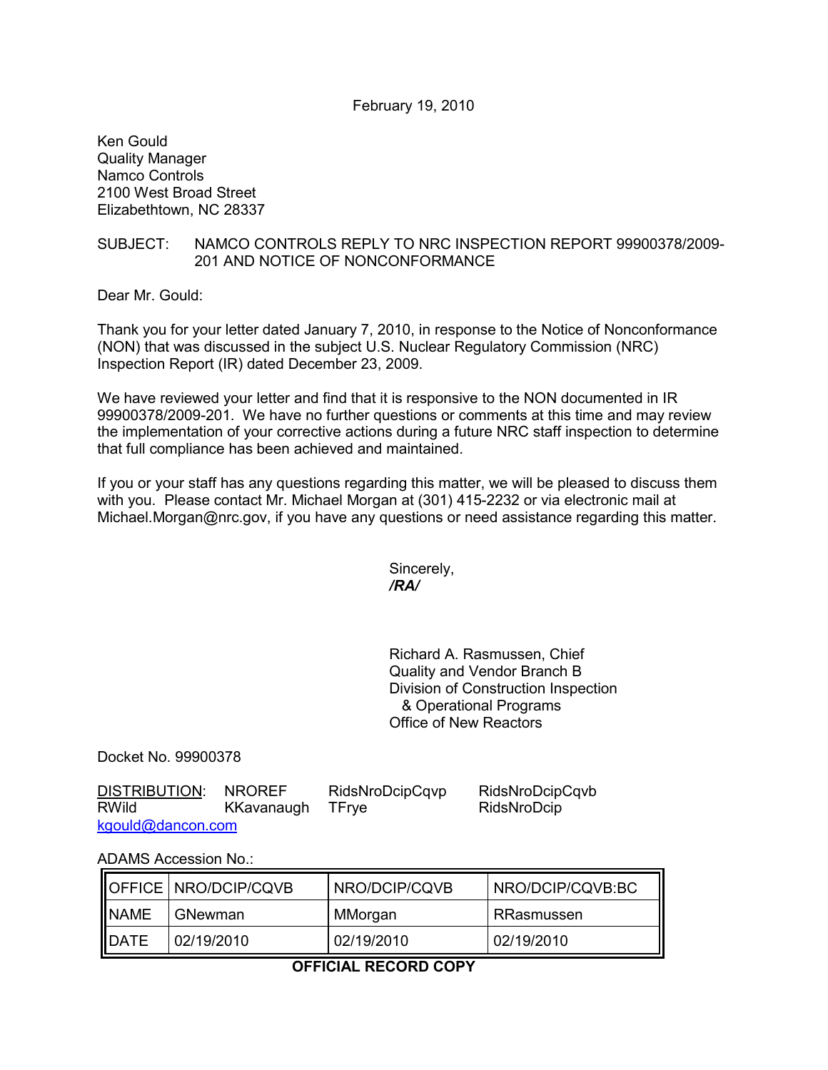February 19, 2010

Ken Gould
Quality Manager
Namco Controls
2100 West Broad Street
Elizabethtown, NC 28337

SUBJECT: NAMCO CONTROLS REPLY TO NRC INSPECTION REPORT 99900378/2009-201 AND NOTICE OF NONCONFORMANCE

Dear Mr. Gould:

Thank you for your letter dated January 7, 2010, in response to the Notice of Nonconformance (NON) that was discussed in the subject U.S. Nuclear Regulatory Commission (NRC) Inspection Report (IR) dated December 23, 2009.

We have reviewed your letter and find that it is responsive to the NON documented in IR 99900378/2009-201. We have no further questions or comments at this time and may review the implementation of your corrective actions during a future NRC staff inspection to determine that full compliance has been achieved and maintained.

If you or your staff has any questions regarding this matter, we will be pleased to discuss them with you. Please contact Mr. Michael Morgan at (301) 415-2232 or via electronic mail at Michael.Morgan@nrc.gov, if you have any questions or need assistance regarding this matter.

Sincerely,
***/RA/***

Richard A. Rasmussen, Chief
Quality and Vendor Branch B
Division of Construction Inspection
& Operational Programs
Office of New Reactors

Docket No. 99900378

| | | | |
|---|---|---|---|
| DISTRIBUTION: | NROREF | RidsNroDcipCqvp | RidsNroDcipCqvb |
| RWild | KKavanaugh | TFrye | RidsNroDcip |
| kgould@dancon.com | | | |

ADAMS Accession No.:

| OFFICE | NRO/DCIP/CQVB | NRO/DCIP/CQVB | NRO/DCIP/CQVB:BC |
|---|---|---|---|
| NAME | GNewman | MMorgan | RRasmussen |
| DATE | 02/19/2010 | 02/19/2010 | 02/19/2010 |

**OFFICIAL RECORD COPY**